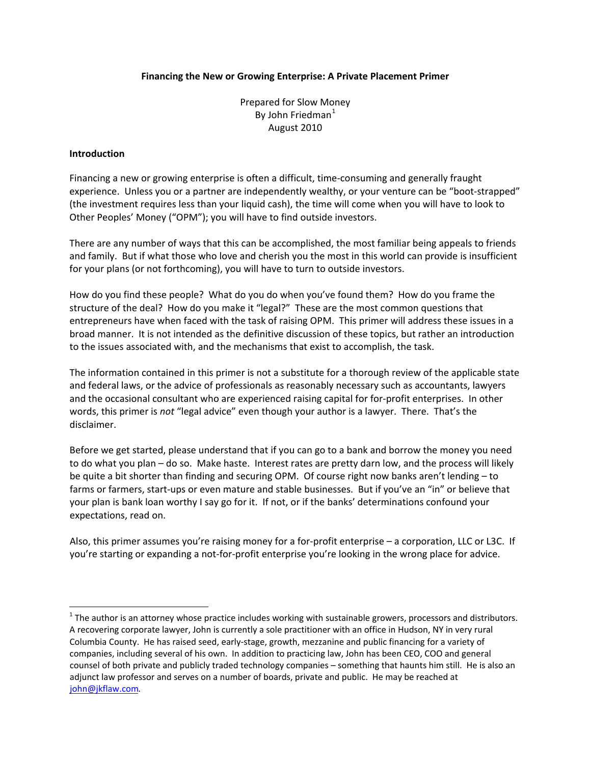**Financing the New or Growing Enterprise: A Private Placement Primer**

Prepared for Slow Money
By John Friedman[1]
August 2010

**Introduction**

Financing a new or growing enterprise is often a difficult, time-consuming and generally fraught experience. Unless you or a partner are independently wealthy, or your venture can be "boot-strapped" (the investment requires less than your liquid cash), the time will come when you will have to look to Other Peoples' Money ("OPM"); you will have to find outside investors.

There are any number of ways that this can be accomplished, the most familiar being appeals to friends and family. But if what those who love and cherish you the most in this world can provide is insufficient for your plans (or not forthcoming), you will have to turn to outside investors.

How do you find these people? What do you do when you've found them? How do you frame the structure of the deal? How do you make it "legal?" These are the most common questions that entrepreneurs have when faced with the task of raising OPM. This primer will address these issues in a broad manner. It is not intended as the definitive discussion of these topics, but rather an introduction to the issues associated with, and the mechanisms that exist to accomplish, the task.

The information contained in this primer is not a substitute for a thorough review of the applicable state and federal laws, or the advice of professionals as reasonably necessary such as accountants, lawyers and the occasional consultant who are experienced raising capital for for-profit enterprises. In other words, this primer is *not* "legal advice" even though your author is a lawyer. There. That's the disclaimer.

Before we get started, please understand that if you can go to a bank and borrow the money you need to do what you plan – do so. Make haste. Interest rates are pretty darn low, and the process will likely be quite a bit shorter than finding and securing OPM. Of course right now banks aren't lending – to farms or farmers, start-ups or even mature and stable businesses. But if you've an "in" or believe that your plan is bank loan worthy I say go for it. If not, or if the banks' determinations confound your expectations, read on.

Also, this primer assumes you're raising money for a for-profit enterprise – a corporation, LLC or L3C. If you're starting or expanding a not-for-profit enterprise you're looking in the wrong place for advice.

---

[1] The author is an attorney whose practice includes working with sustainable growers, processors and distributors. A recovering corporate lawyer, John is currently a sole practitioner with an office in Hudson, NY in very rural Columbia County. He has raised seed, early-stage, growth, mezzanine and public financing for a variety of companies, including several of his own. In addition to practicing law, John has been CEO, COO and general counsel of both private and publicly traded technology companies – something that haunts him still. He is also an adjunct law professor and serves on a number of boards, private and public. He may be reached at john@jkflaw.com.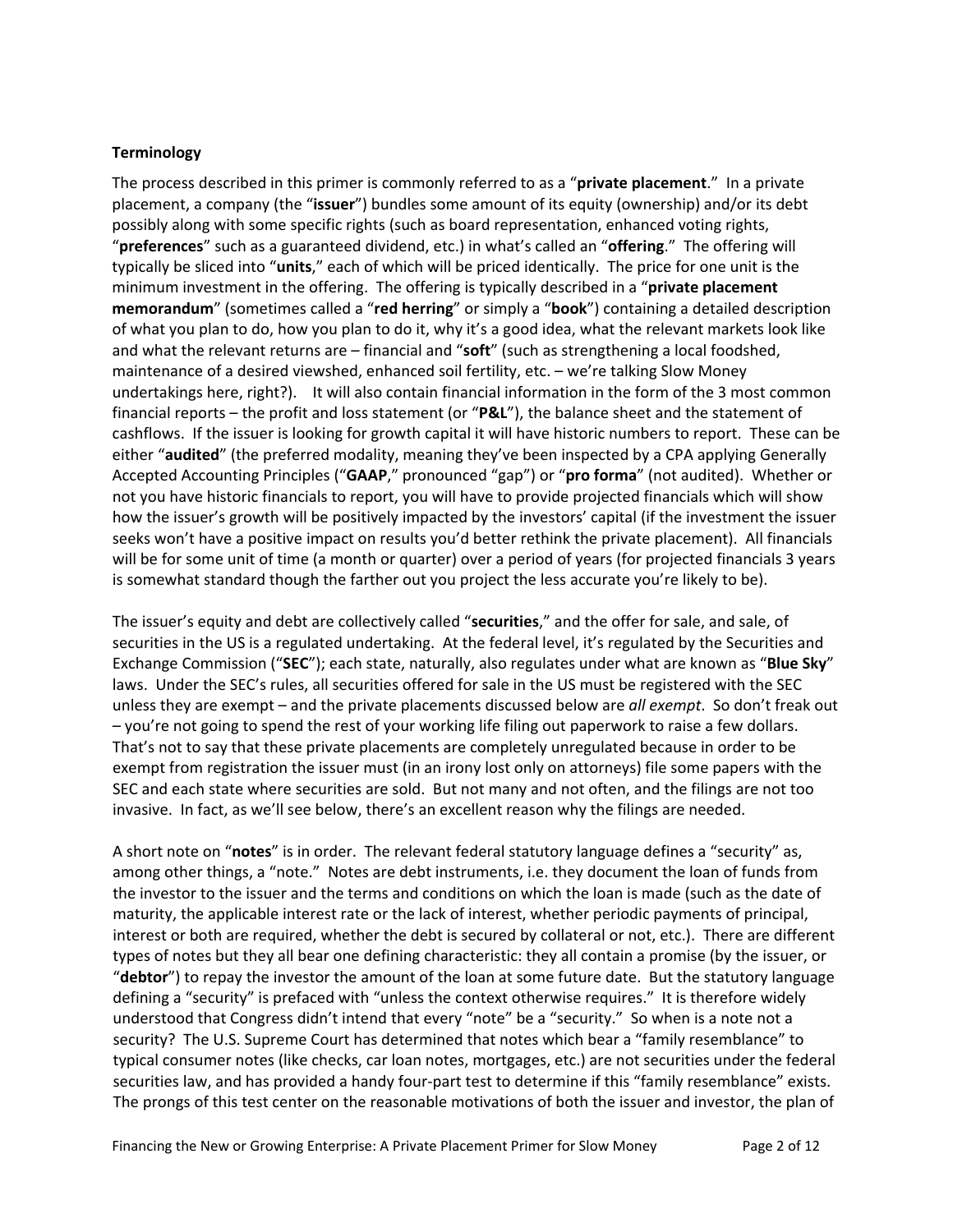**Terminology**

The process described in this primer is commonly referred to as a "**private placement**." In a private placement, a company (the "**issuer**") bundles some amount of its equity (ownership) and/or its debt possibly along with some specific rights (such as board representation, enhanced voting rights, "**preferences**" such as a guaranteed dividend, etc.) in what's called an "**offering**." The offering will typically be sliced into "**units**," each of which will be priced identically. The price for one unit is the minimum investment in the offering. The offering is typically described in a "**private placement memorandum**" (sometimes called a "**red herring**" or simply a "**book**") containing a detailed description of what you plan to do, how you plan to do it, why it's a good idea, what the relevant markets look like and what the relevant returns are – financial and "**soft**" (such as strengthening a local foodshed, maintenance of a desired viewshed, enhanced soil fertility, etc. – we're talking Slow Money undertakings here, right?). It will also contain financial information in the form of the 3 most common financial reports – the profit and loss statement (or "**P&L**"), the balance sheet and the statement of cashflows. If the issuer is looking for growth capital it will have historic numbers to report. These can be either "**audited**" (the preferred modality, meaning they've been inspected by a CPA applying Generally Accepted Accounting Principles ("**GAAP**," pronounced "gap") or "**pro forma**" (not audited). Whether or not you have historic financials to report, you will have to provide projected financials which will show how the issuer's growth will be positively impacted by the investors' capital (if the investment the issuer seeks won't have a positive impact on results you'd better rethink the private placement). All financials will be for some unit of time (a month or quarter) over a period of years (for projected financials 3 years is somewhat standard though the farther out you project the less accurate you're likely to be).

The issuer's equity and debt are collectively called "**securities**," and the offer for sale, and sale, of securities in the US is a regulated undertaking. At the federal level, it's regulated by the Securities and Exchange Commission ("**SEC**"); each state, naturally, also regulates under what are known as "**Blue Sky**" laws. Under the SEC's rules, all securities offered for sale in the US must be registered with the SEC unless they are exempt – and the private placements discussed below are *all exempt*. So don't freak out – you're not going to spend the rest of your working life filing out paperwork to raise a few dollars. That's not to say that these private placements are completely unregulated because in order to be exempt from registration the issuer must (in an irony lost only on attorneys) file some papers with the SEC and each state where securities are sold. But not many and not often, and the filings are not too invasive. In fact, as we'll see below, there's an excellent reason why the filings are needed.

A short note on "**notes**" is in order. The relevant federal statutory language defines a "security" as, among other things, a "note." Notes are debt instruments, i.e. they document the loan of funds from the investor to the issuer and the terms and conditions on which the loan is made (such as the date of maturity, the applicable interest rate or the lack of interest, whether periodic payments of principal, interest or both are required, whether the debt is secured by collateral or not, etc.). There are different types of notes but they all bear one defining characteristic: they all contain a promise (by the issuer, or "**debtor**") to repay the investor the amount of the loan at some future date. But the statutory language defining a "security" is prefaced with "unless the context otherwise requires." It is therefore widely understood that Congress didn't intend that every "note" be a "security." So when is a note not a security? The U.S. Supreme Court has determined that notes which bear a "family resemblance" to typical consumer notes (like checks, car loan notes, mortgages, etc.) are not securities under the federal securities law, and has provided a handy four-part test to determine if this "family resemblance" exists. The prongs of this test center on the reasonable motivations of both the issuer and investor, the plan of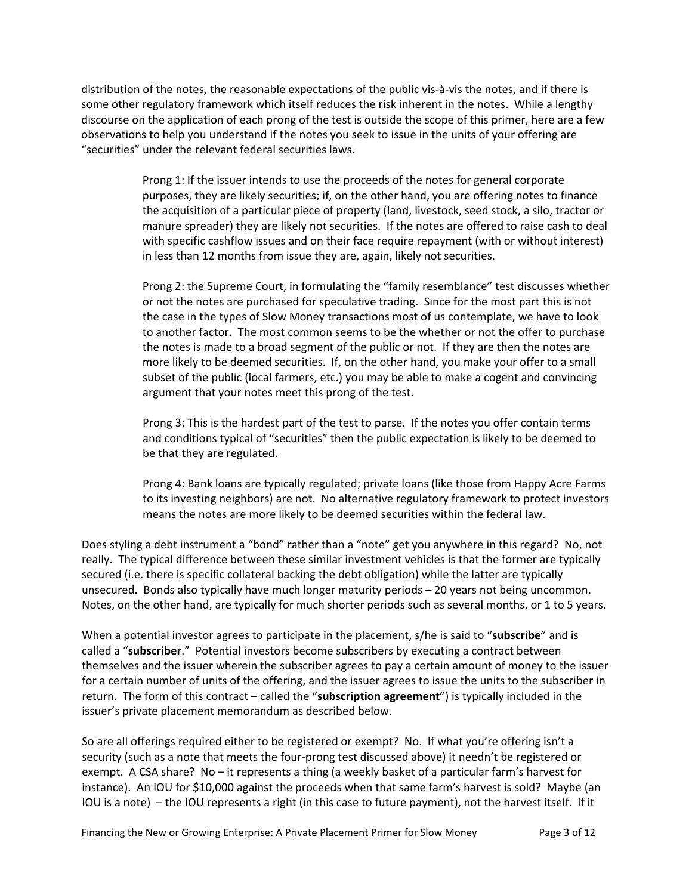distribution of the notes, the reasonable expectations of the public vis-à-vis the notes, and if there is some other regulatory framework which itself reduces the risk inherent in the notes. While a lengthy discourse on the application of each prong of the test is outside the scope of this primer, here are a few observations to help you understand if the notes you seek to issue in the units of your offering are "securities" under the relevant federal securities laws.

> Prong 1: If the issuer intends to use the proceeds of the notes for general corporate purposes, they are likely securities; if, on the other hand, you are offering notes to finance the acquisition of a particular piece of property (land, livestock, seed stock, a silo, tractor or manure spreader) they are likely not securities. If the notes are offered to raise cash to deal with specific cashflow issues and on their face require repayment (with or without interest) in less than 12 months from issue they are, again, likely not securities.
>
> Prong 2: the Supreme Court, in formulating the "family resemblance" test discusses whether or not the notes are purchased for speculative trading. Since for the most part this is not the case in the types of Slow Money transactions most of us contemplate, we have to look to another factor. The most common seems to be the whether or not the offer to purchase the notes is made to a broad segment of the public or not. If they are then the notes are more likely to be deemed securities. If, on the other hand, you make your offer to a small subset of the public (local farmers, etc.) you may be able to make a cogent and convincing argument that your notes meet this prong of the test.
>
> Prong 3: This is the hardest part of the test to parse. If the notes you offer contain terms and conditions typical of "securities" then the public expectation is likely to be deemed to be that they are regulated.
>
> Prong 4: Bank loans are typically regulated; private loans (like those from Happy Acre Farms to its investing neighbors) are not. No alternative regulatory framework to protect investors means the notes are more likely to be deemed securities within the federal law.

Does styling a debt instrument a "bond" rather than a "note" get you anywhere in this regard? No, not really. The typical difference between these similar investment vehicles is that the former are typically secured (i.e. there is specific collateral backing the debt obligation) while the latter are typically unsecured. Bonds also typically have much longer maturity periods – 20 years not being uncommon. Notes, on the other hand, are typically for much shorter periods such as several months, or 1 to 5 years.

When a potential investor agrees to participate in the placement, s/he is said to "**subscribe**" and is called a "**subscriber**." Potential investors become subscribers by executing a contract between themselves and the issuer wherein the subscriber agrees to pay a certain amount of money to the issuer for a certain number of units of the offering, and the issuer agrees to issue the units to the subscriber in return. The form of this contract – called the "**subscription agreement**") is typically included in the issuer's private placement memorandum as described below.

So are all offerings required either to be registered or exempt? No. If what you're offering isn't a security (such as a note that meets the four-prong test discussed above) it needn't be registered or exempt. A CSA share? No – it represents a thing (a weekly basket of a particular farm's harvest for instance). An IOU for $10,000 against the proceeds when that same farm's harvest is sold? Maybe (an IOU is a note) – the IOU represents a right (in this case to future payment), not the harvest itself. If it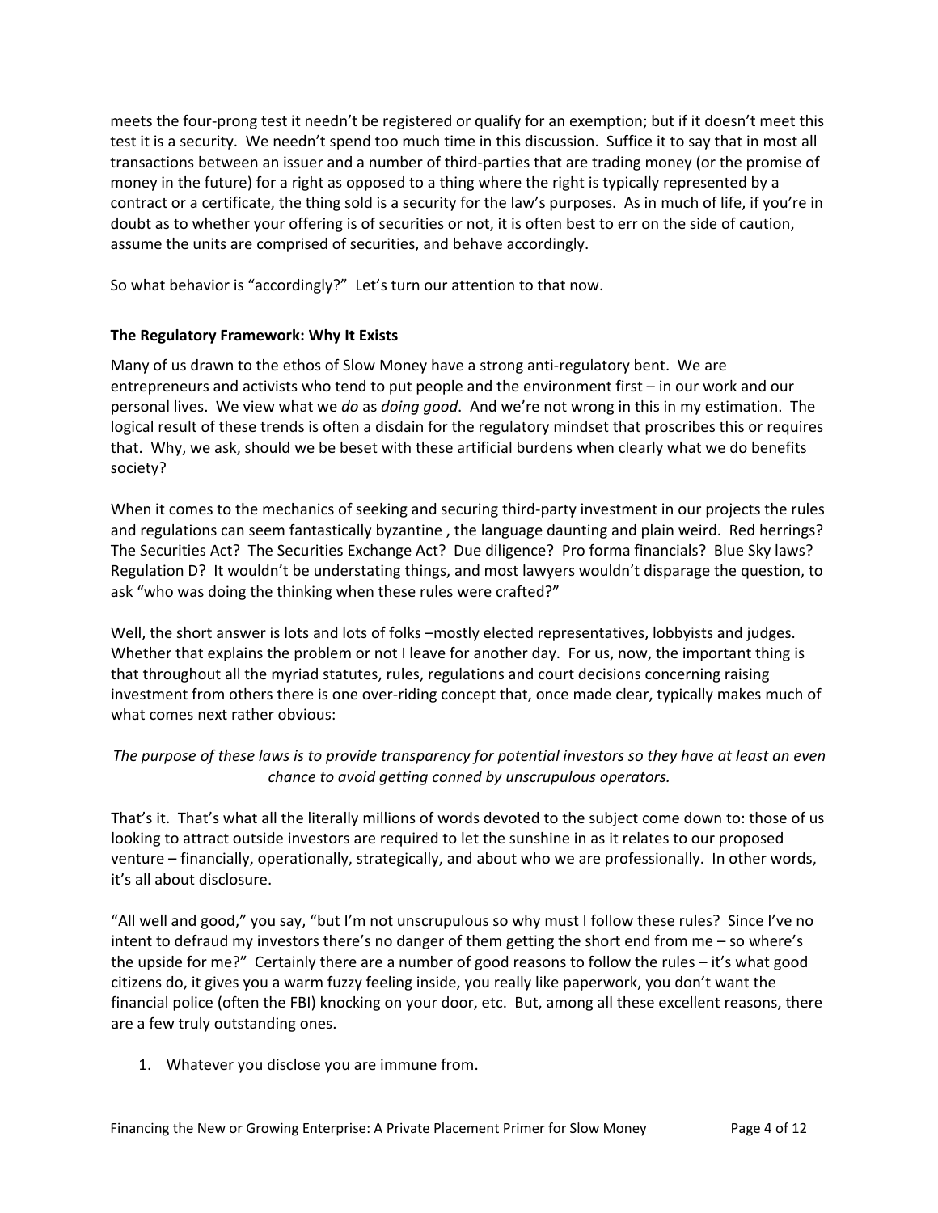meets the four-prong test it needn't be registered or qualify for an exemption; but if it doesn't meet this test it is a security. We needn't spend too much time in this discussion. Suffice it to say that in most all transactions between an issuer and a number of third-parties that are trading money (or the promise of money in the future) for a right as opposed to a thing where the right is typically represented by a contract or a certificate, the thing sold is a security for the law's purposes. As in much of life, if you're in doubt as to whether your offering is of securities or not, it is often best to err on the side of caution, assume the units are comprised of securities, and behave accordingly.

So what behavior is "accordingly?" Let's turn our attention to that now.

**The Regulatory Framework: Why It Exists**

Many of us drawn to the ethos of Slow Money have a strong anti-regulatory bent. We are entrepreneurs and activists who tend to put people and the environment first – in our work and our personal lives. We view what we *do* as *doing good*. And we're not wrong in this in my estimation. The logical result of these trends is often a disdain for the regulatory mindset that proscribes this or requires that. Why, we ask, should we be beset with these artificial burdens when clearly what we do benefits society?

When it comes to the mechanics of seeking and securing third-party investment in our projects the rules and regulations can seem fantastically byzantine , the language daunting and plain weird. Red herrings? The Securities Act? The Securities Exchange Act? Due diligence? Pro forma financials? Blue Sky laws? Regulation D? It wouldn't be understating things, and most lawyers wouldn't disparage the question, to ask "who was doing the thinking when these rules were crafted?"

Well, the short answer is lots and lots of folks –mostly elected representatives, lobbyists and judges. Whether that explains the problem or not I leave for another day. For us, now, the important thing is that throughout all the myriad statutes, rules, regulations and court decisions concerning raising investment from others there is one over-riding concept that, once made clear, typically makes much of what comes next rather obvious:

*The purpose of these laws is to provide transparency for potential investors so they have at least an even chance to avoid getting conned by unscrupulous operators.*

That's it. That's what all the literally millions of words devoted to the subject come down to: those of us looking to attract outside investors are required to let the sunshine in as it relates to our proposed venture – financially, operationally, strategically, and about who we are professionally. In other words, it's all about disclosure.

"All well and good," you say, "but I'm not unscrupulous so why must I follow these rules? Since I've no intent to defraud my investors there's no danger of them getting the short end from me – so where's the upside for me?" Certainly there are a number of good reasons to follow the rules – it's what good citizens do, it gives you a warm fuzzy feeling inside, you really like paperwork, you don't want the financial police (often the FBI) knocking on your door, etc. But, among all these excellent reasons, there are a few truly outstanding ones.

1. Whatever you disclose you are immune from.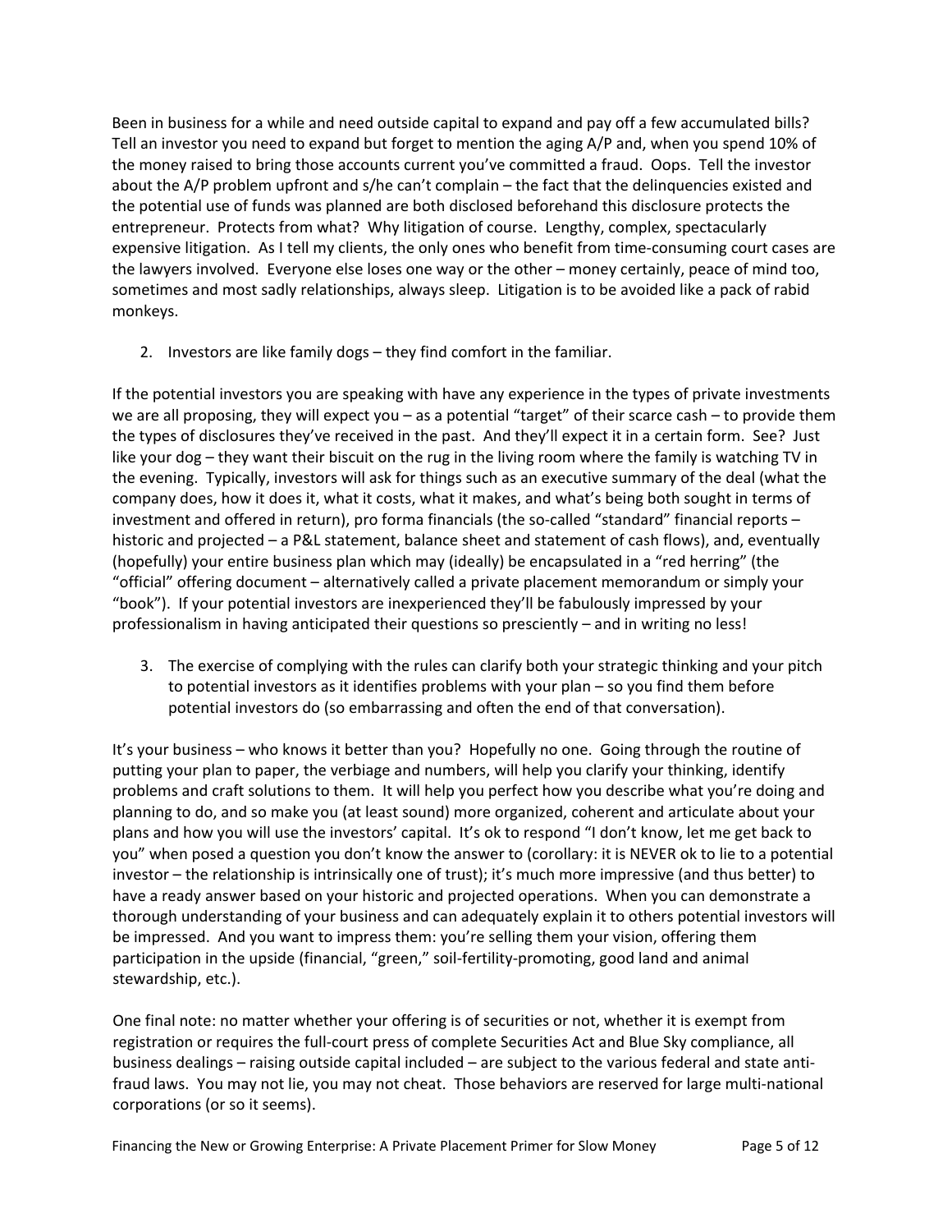Been in business for a while and need outside capital to expand and pay off a few accumulated bills? Tell an investor you need to expand but forget to mention the aging A/P and, when you spend 10% of the money raised to bring those accounts current you've committed a fraud. Oops. Tell the investor about the A/P problem upfront and s/he can't complain – the fact that the delinquencies existed and the potential use of funds was planned are both disclosed beforehand this disclosure protects the entrepreneur. Protects from what? Why litigation of course. Lengthy, complex, spectacularly expensive litigation. As I tell my clients, the only ones who benefit from time-consuming court cases are the lawyers involved. Everyone else loses one way or the other – money certainly, peace of mind too, sometimes and most sadly relationships, always sleep. Litigation is to be avoided like a pack of rabid monkeys.

2. Investors are like family dogs – they find comfort in the familiar.

If the potential investors you are speaking with have any experience in the types of private investments we are all proposing, they will expect you – as a potential "target" of their scarce cash – to provide them the types of disclosures they've received in the past. And they'll expect it in a certain form. See? Just like your dog – they want their biscuit on the rug in the living room where the family is watching TV in the evening. Typically, investors will ask for things such as an executive summary of the deal (what the company does, how it does it, what it costs, what it makes, and what's being both sought in terms of investment and offered in return), pro forma financials (the so-called "standard" financial reports – historic and projected – a P&L statement, balance sheet and statement of cash flows), and, eventually (hopefully) your entire business plan which may (ideally) be encapsulated in a "red herring" (the "official" offering document – alternatively called a private placement memorandum or simply your "book"). If your potential investors are inexperienced they'll be fabulously impressed by your professionalism in having anticipated their questions so presciently – and in writing no less!

3. The exercise of complying with the rules can clarify both your strategic thinking and your pitch to potential investors as it identifies problems with your plan – so you find them before potential investors do (so embarrassing and often the end of that conversation).

It's your business – who knows it better than you? Hopefully no one. Going through the routine of putting your plan to paper, the verbiage and numbers, will help you clarify your thinking, identify problems and craft solutions to them. It will help you perfect how you describe what you're doing and planning to do, and so make you (at least sound) more organized, coherent and articulate about your plans and how you will use the investors' capital. It's ok to respond "I don't know, let me get back to you" when posed a question you don't know the answer to (corollary: it is NEVER ok to lie to a potential investor – the relationship is intrinsically one of trust); it's much more impressive (and thus better) to have a ready answer based on your historic and projected operations. When you can demonstrate a thorough understanding of your business and can adequately explain it to others potential investors will be impressed. And you want to impress them: you're selling them your vision, offering them participation in the upside (financial, "green," soil-fertility-promoting, good land and animal stewardship, etc.).

One final note: no matter whether your offering is of securities or not, whether it is exempt from registration or requires the full-court press of complete Securities Act and Blue Sky compliance, all business dealings – raising outside capital included – are subject to the various federal and state anti-fraud laws. You may not lie, you may not cheat. Those behaviors are reserved for large multi-national corporations (or so it seems).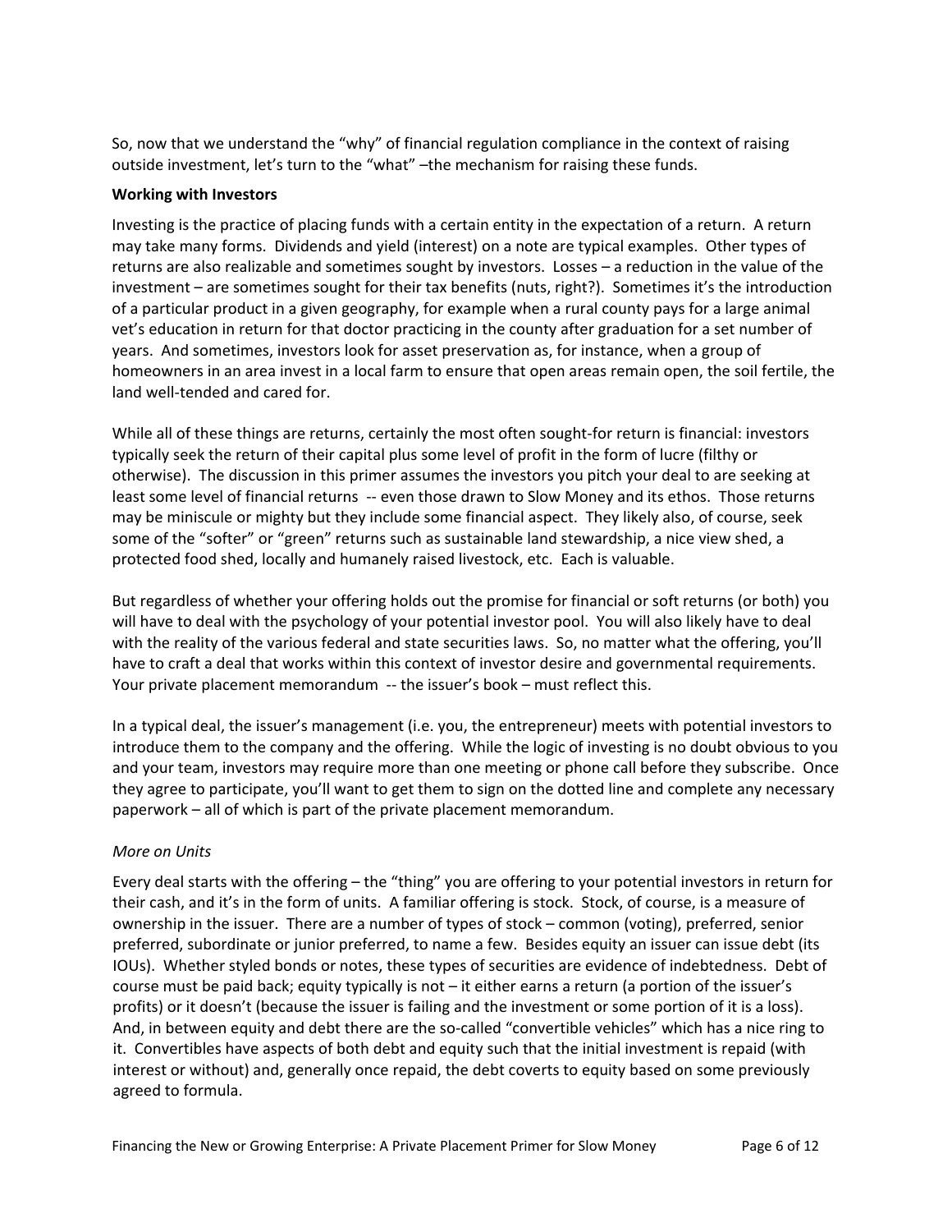So, now that we understand the "why" of financial regulation compliance in the context of raising outside investment, let's turn to the "what" –the mechanism for raising these funds.

**Working with Investors**

Investing is the practice of placing funds with a certain entity in the expectation of a return. A return may take many forms. Dividends and yield (interest) on a note are typical examples. Other types of returns are also realizable and sometimes sought by investors. Losses – a reduction in the value of the investment – are sometimes sought for their tax benefits (nuts, right?). Sometimes it's the introduction of a particular product in a given geography, for example when a rural county pays for a large animal vet's education in return for that doctor practicing in the county after graduation for a set number of years. And sometimes, investors look for asset preservation as, for instance, when a group of homeowners in an area invest in a local farm to ensure that open areas remain open, the soil fertile, the land well-tended and cared for.

While all of these things are returns, certainly the most often sought-for return is financial: investors typically seek the return of their capital plus some level of profit in the form of lucre (filthy or otherwise). The discussion in this primer assumes the investors you pitch your deal to are seeking at least some level of financial returns -- even those drawn to Slow Money and its ethos. Those returns may be miniscule or mighty but they include some financial aspect. They likely also, of course, seek some of the "softer" or "green" returns such as sustainable land stewardship, a nice view shed, a protected food shed, locally and humanely raised livestock, etc. Each is valuable.

But regardless of whether your offering holds out the promise for financial or soft returns (or both) you will have to deal with the psychology of your potential investor pool. You will also likely have to deal with the reality of the various federal and state securities laws. So, no matter what the offering, you'll have to craft a deal that works within this context of investor desire and governmental requirements. Your private placement memorandum -- the issuer's book – must reflect this.

In a typical deal, the issuer's management (i.e. you, the entrepreneur) meets with potential investors to introduce them to the company and the offering. While the logic of investing is no doubt obvious to you and your team, investors may require more than one meeting or phone call before they subscribe. Once they agree to participate, you'll want to get them to sign on the dotted line and complete any necessary paperwork – all of which is part of the private placement memorandum.

*More on Units*

Every deal starts with the offering – the "thing" you are offering to your potential investors in return for their cash, and it's in the form of units. A familiar offering is stock. Stock, of course, is a measure of ownership in the issuer. There are a number of types of stock – common (voting), preferred, senior preferred, subordinate or junior preferred, to name a few. Besides equity an issuer can issue debt (its IOUs). Whether styled bonds or notes, these types of securities are evidence of indebtedness. Debt of course must be paid back; equity typically is not – it either earns a return (a portion of the issuer's profits) or it doesn't (because the issuer is failing and the investment or some portion of it is a loss). And, in between equity and debt there are the so-called "convertible vehicles" which has a nice ring to it. Convertibles have aspects of both debt and equity such that the initial investment is repaid (with interest or without) and, generally once repaid, the debt coverts to equity based on some previously agreed to formula.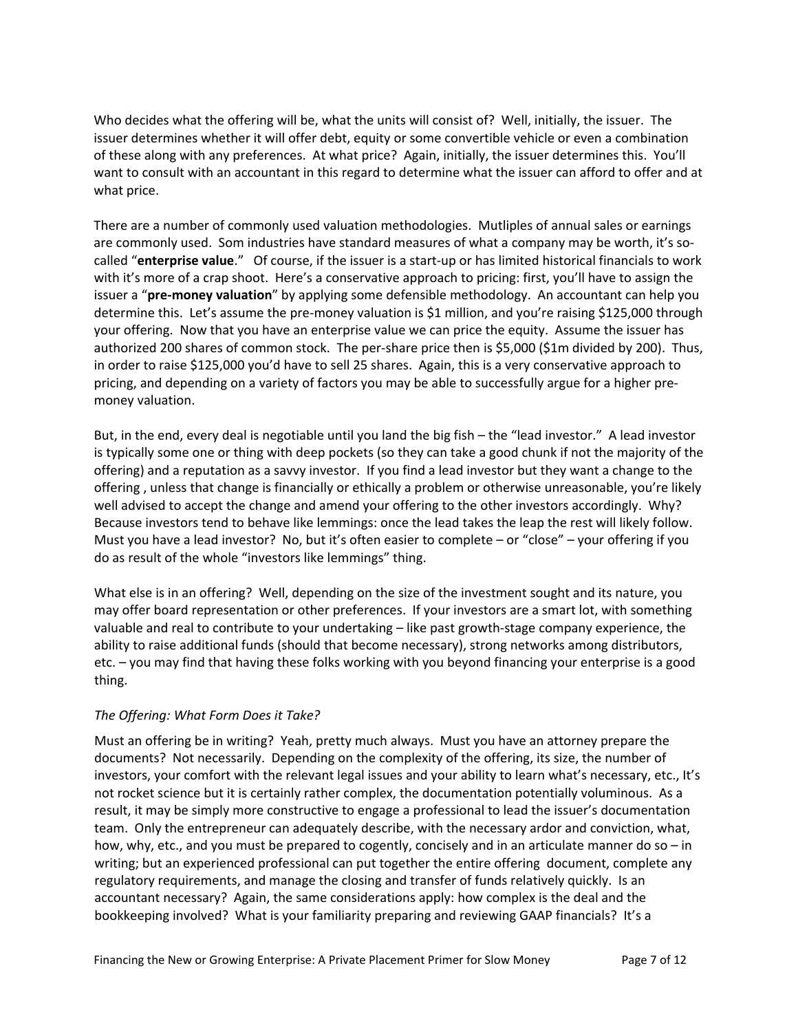Who decides what the offering will be, what the units will consist of? Well, initially, the issuer. The issuer determines whether it will offer debt, equity or some convertible vehicle or even a combination of these along with any preferences. At what price? Again, initially, the issuer determines this. You'll want to consult with an accountant in this regard to determine what the issuer can afford to offer and at what price.

There are a number of commonly used valuation methodologies. Mutliples of annual sales or earnings are commonly used. Som industries have standard measures of what a company may be worth, it's so-called "**enterprise value**." Of course, if the issuer is a start-up or has limited historical financials to work with it's more of a crap shoot. Here's a conservative approach to pricing: first, you'll have to assign the issuer a "**pre-money valuation**" by applying some defensible methodology. An accountant can help you determine this. Let's assume the pre-money valuation is $1 million, and you're raising $125,000 through your offering. Now that you have an enterprise value we can price the equity. Assume the issuer has authorized 200 shares of common stock. The per-share price then is $5,000 ($1m divided by 200). Thus, in order to raise $125,000 you'd have to sell 25 shares. Again, this is a very conservative approach to pricing, and depending on a variety of factors you may be able to successfully argue for a higher pre-money valuation.

But, in the end, every deal is negotiable until you land the big fish – the "lead investor." A lead investor is typically some one or thing with deep pockets (so they can take a good chunk if not the majority of the offering) and a reputation as a savvy investor. If you find a lead investor but they want a change to the offering , unless that change is financially or ethically a problem or otherwise unreasonable, you're likely well advised to accept the change and amend your offering to the other investors accordingly. Why? Because investors tend to behave like lemmings: once the lead takes the leap the rest will likely follow. Must you have a lead investor? No, but it's often easier to complete – or "close" – your offering if you do as result of the whole "investors like lemmings" thing.

What else is in an offering? Well, depending on the size of the investment sought and its nature, you may offer board representation or other preferences. If your investors are a smart lot, with something valuable and real to contribute to your undertaking – like past growth-stage company experience, the ability to raise additional funds (should that become necessary), strong networks among distributors, etc. – you may find that having these folks working with you beyond financing your enterprise is a good thing.

*The Offering: What Form Does it Take?*

Must an offering be in writing? Yeah, pretty much always. Must you have an attorney prepare the documents? Not necessarily. Depending on the complexity of the offering, its size, the number of investors, your comfort with the relevant legal issues and your ability to learn what's necessary, etc., It's not rocket science but it is certainly rather complex, the documentation potentially voluminous. As a result, it may be simply more constructive to engage a professional to lead the issuer's documentation team. Only the entrepreneur can adequately describe, with the necessary ardor and conviction, what, how, why, etc., and you must be prepared to cogently, concisely and in an articulate manner do so – in writing; but an experienced professional can put together the entire offering document, complete any regulatory requirements, and manage the closing and transfer of funds relatively quickly. Is an accountant necessary? Again, the same considerations apply: how complex is the deal and the bookkeeping involved? What is your familiarity preparing and reviewing GAAP financials? It's a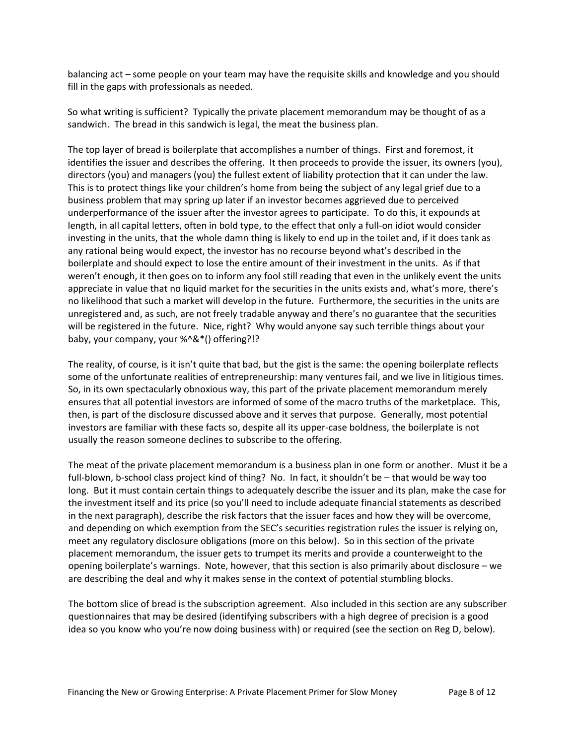balancing act – some people on your team may have the requisite skills and knowledge and you should fill in the gaps with professionals as needed.

So what writing is sufficient? Typically the private placement memorandum may be thought of as a sandwich. The bread in this sandwich is legal, the meat the business plan.

The top layer of bread is boilerplate that accomplishes a number of things. First and foremost, it identifies the issuer and describes the offering. It then proceeds to provide the issuer, its owners (you), directors (you) and managers (you) the fullest extent of liability protection that it can under the law. This is to protect things like your children's home from being the subject of any legal grief due to a business problem that may spring up later if an investor becomes aggrieved due to perceived underperformance of the issuer after the investor agrees to participate. To do this, it expounds at length, in all capital letters, often in bold type, to the effect that only a full-on idiot would consider investing in the units, that the whole damn thing is likely to end up in the toilet and, if it does tank as any rational being would expect, the investor has no recourse beyond what's described in the boilerplate and should expect to lose the entire amount of their investment in the units. As if that weren't enough, it then goes on to inform any fool still reading that even in the unlikely event the units appreciate in value that no liquid market for the securities in the units exists and, what's more, there's no likelihood that such a market will develop in the future. Furthermore, the securities in the units are unregistered and, as such, are not freely tradable anyway and there's no guarantee that the securities will be registered in the future. Nice, right? Why would anyone say such terrible things about your baby, your company, your %^&*() offering?!?

The reality, of course, is it isn't quite that bad, but the gist is the same: the opening boilerplate reflects some of the unfortunate realities of entrepreneurship: many ventures fail, and we live in litigious times. So, in its own spectacularly obnoxious way, this part of the private placement memorandum merely ensures that all potential investors are informed of some of the macro truths of the marketplace. This, then, is part of the disclosure discussed above and it serves that purpose. Generally, most potential investors are familiar with these facts so, despite all its upper-case boldness, the boilerplate is not usually the reason someone declines to subscribe to the offering.

The meat of the private placement memorandum is a business plan in one form or another. Must it be a full-blown, b-school class project kind of thing? No. In fact, it shouldn't be – that would be way too long. But it must contain certain things to adequately describe the issuer and its plan, make the case for the investment itself and its price (so you'll need to include adequate financial statements as described in the next paragraph), describe the risk factors that the issuer faces and how they will be overcome, and depending on which exemption from the SEC's securities registration rules the issuer is relying on, meet any regulatory disclosure obligations (more on this below). So in this section of the private placement memorandum, the issuer gets to trumpet its merits and provide a counterweight to the opening boilerplate's warnings. Note, however, that this section is also primarily about disclosure – we are describing the deal and why it makes sense in the context of potential stumbling blocks.

The bottom slice of bread is the subscription agreement. Also included in this section are any subscriber questionnaires that may be desired (identifying subscribers with a high degree of precision is a good idea so you know who you're now doing business with) or required (see the section on Reg D, below).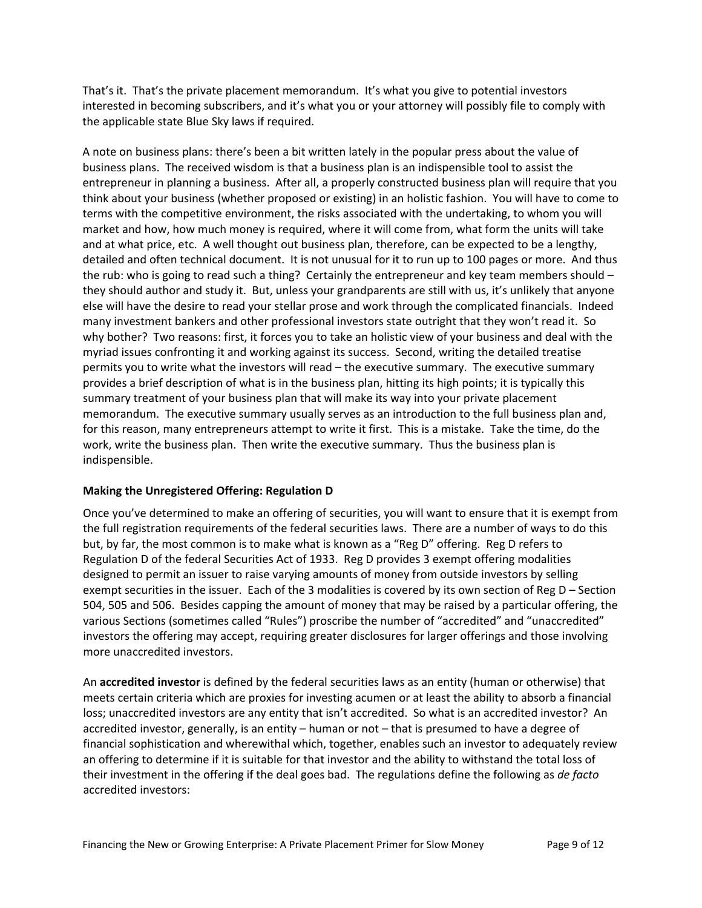That's it. That's the private placement memorandum. It's what you give to potential investors interested in becoming subscribers, and it's what you or your attorney will possibly file to comply with the applicable state Blue Sky laws if required.

A note on business plans: there's been a bit written lately in the popular press about the value of business plans. The received wisdom is that a business plan is an indispensible tool to assist the entrepreneur in planning a business. After all, a properly constructed business plan will require that you think about your business (whether proposed or existing) in an holistic fashion. You will have to come to terms with the competitive environment, the risks associated with the undertaking, to whom you will market and how, how much money is required, where it will come from, what form the units will take and at what price, etc. A well thought out business plan, therefore, can be expected to be a lengthy, detailed and often technical document. It is not unusual for it to run up to 100 pages or more. And thus the rub: who is going to read such a thing? Certainly the entrepreneur and key team members should – they should author and study it. But, unless your grandparents are still with us, it's unlikely that anyone else will have the desire to read your stellar prose and work through the complicated financials. Indeed many investment bankers and other professional investors state outright that they won't read it. So why bother? Two reasons: first, it forces you to take an holistic view of your business and deal with the myriad issues confronting it and working against its success. Second, writing the detailed treatise permits you to write what the investors will read – the executive summary. The executive summary provides a brief description of what is in the business plan, hitting its high points; it is typically this summary treatment of your business plan that will make its way into your private placement memorandum. The executive summary usually serves as an introduction to the full business plan and, for this reason, many entrepreneurs attempt to write it first. This is a mistake. Take the time, do the work, write the business plan. Then write the executive summary. Thus the business plan is indispensible.

### Making the Unregistered Offering: Regulation D

Once you've determined to make an offering of securities, you will want to ensure that it is exempt from the full registration requirements of the federal securities laws. There are a number of ways to do this but, by far, the most common is to make what is known as a "Reg D" offering. Reg D refers to Regulation D of the federal Securities Act of 1933. Reg D provides 3 exempt offering modalities designed to permit an issuer to raise varying amounts of money from outside investors by selling exempt securities in the issuer. Each of the 3 modalities is covered by its own section of Reg D – Section 504, 505 and 506. Besides capping the amount of money that may be raised by a particular offering, the various Sections (sometimes called "Rules") proscribe the number of "accredited" and "unaccredited" investors the offering may accept, requiring greater disclosures for larger offerings and those involving more unaccredited investors.

An **accredited investor** is defined by the federal securities laws as an entity (human or otherwise) that meets certain criteria which are proxies for investing acumen or at least the ability to absorb a financial loss; unaccredited investors are any entity that isn't accredited. So what is an accredited investor? An accredited investor, generally, is an entity – human or not – that is presumed to have a degree of financial sophistication and wherewithal which, together, enables such an investor to adequately review an offering to determine if it is suitable for that investor and the ability to withstand the total loss of their investment in the offering if the deal goes bad. The regulations define the following as *de facto* accredited investors: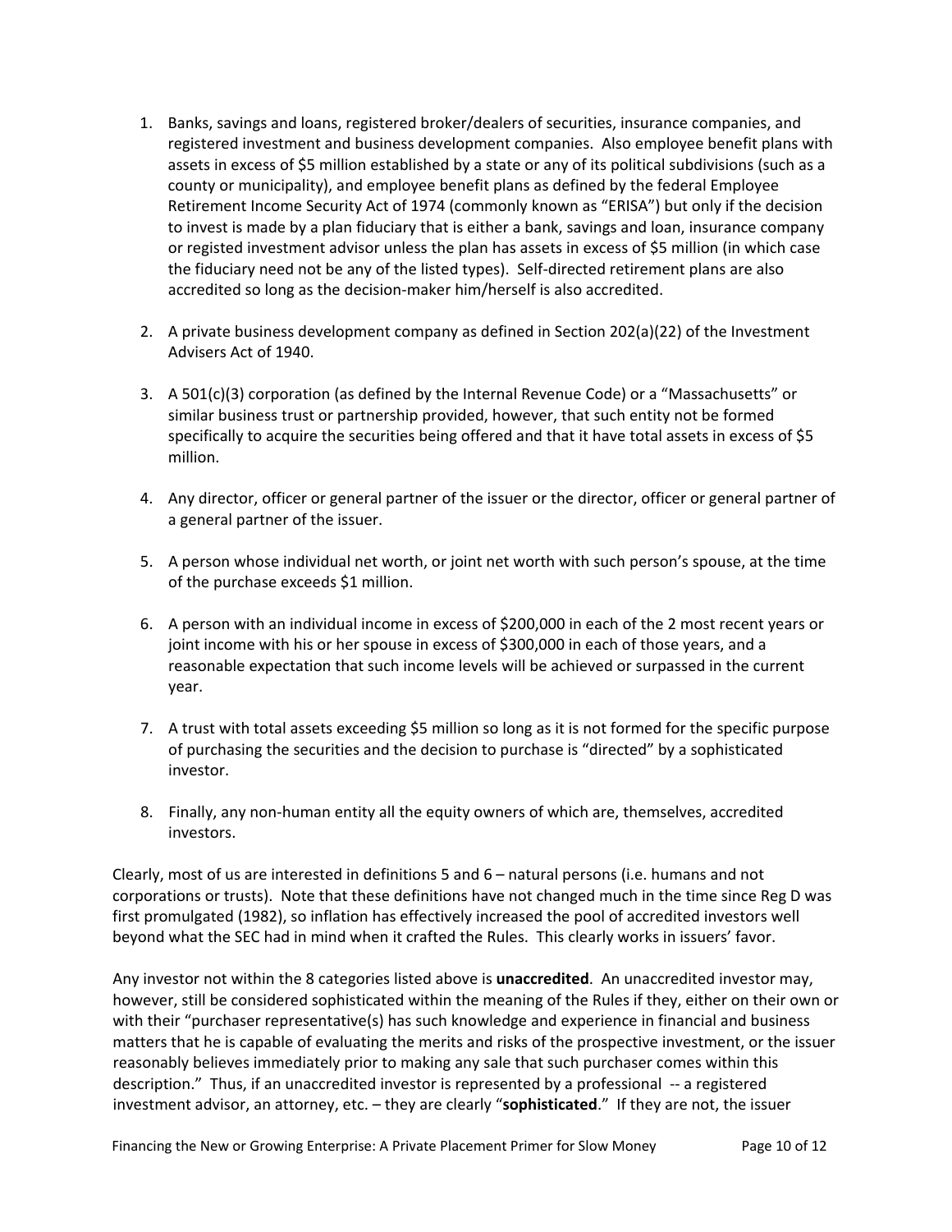1. Banks, savings and loans, registered broker/dealers of securities, insurance companies, and registered investment and business development companies. Also employee benefit plans with assets in excess of $5 million established by a state or any of its political subdivisions (such as a county or municipality), and employee benefit plans as defined by the federal Employee Retirement Income Security Act of 1974 (commonly known as "ERISA") but only if the decision to invest is made by a plan fiduciary that is either a bank, savings and loan, insurance company or registed investment advisor unless the plan has assets in excess of $5 million (in which case the fiduciary need not be any of the listed types). Self-directed retirement plans are also accredited so long as the decision-maker him/herself is also accredited.

2. A private business development company as defined in Section 202(a)(22) of the Investment Advisers Act of 1940.

3. A 501(c)(3) corporation (as defined by the Internal Revenue Code) or a "Massachusetts" or similar business trust or partnership provided, however, that such entity not be formed specifically to acquire the securities being offered and that it have total assets in excess of $5 million.

4. Any director, officer or general partner of the issuer or the director, officer or general partner of a general partner of the issuer.

5. A person whose individual net worth, or joint net worth with such person's spouse, at the time of the purchase exceeds $1 million.

6. A person with an individual income in excess of $200,000 in each of the 2 most recent years or joint income with his or her spouse in excess of $300,000 in each of those years, and a reasonable expectation that such income levels will be achieved or surpassed in the current year.

7. A trust with total assets exceeding $5 million so long as it is not formed for the specific purpose of purchasing the securities and the decision to purchase is "directed" by a sophisticated investor.

8. Finally, any non-human entity all the equity owners of which are, themselves, accredited investors.

Clearly, most of us are interested in definitions 5 and 6 – natural persons (i.e. humans and not corporations or trusts). Note that these definitions have not changed much in the time since Reg D was first promulgated (1982), so inflation has effectively increased the pool of accredited investors well beyond what the SEC had in mind when it crafted the Rules. This clearly works in issuers' favor.

Any investor not within the 8 categories listed above is **unaccredited**. An unaccredited investor may, however, still be considered sophisticated within the meaning of the Rules if they, either on their own or with their "purchaser representative(s) has such knowledge and experience in financial and business matters that he is capable of evaluating the merits and risks of the prospective investment, or the issuer reasonably believes immediately prior to making any sale that such purchaser comes within this description." Thus, if an unaccredited investor is represented by a professional -- a registered investment advisor, an attorney, etc. – they are clearly "**sophisticated**." If they are not, the issuer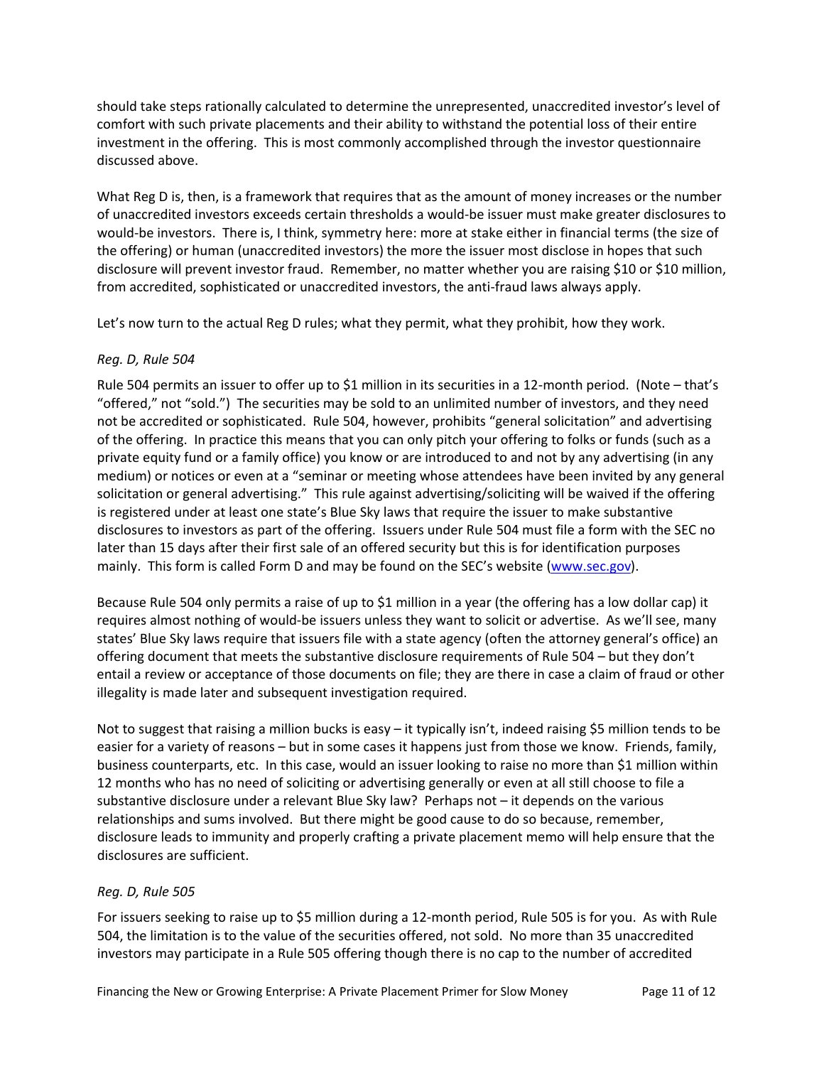should take steps rationally calculated to determine the unrepresented, unaccredited investor's level of comfort with such private placements and their ability to withstand the potential loss of their entire investment in the offering. This is most commonly accomplished through the investor questionnaire discussed above.

What Reg D is, then, is a framework that requires that as the amount of money increases or the number of unaccredited investors exceeds certain thresholds a would-be issuer must make greater disclosures to would-be investors. There is, I think, symmetry here: more at stake either in financial terms (the size of the offering) or human (unaccredited investors) the more the issuer most disclose in hopes that such disclosure will prevent investor fraud. Remember, no matter whether you are raising $10 or $10 million, from accredited, sophisticated or unaccredited investors, the anti-fraud laws always apply.

Let's now turn to the actual Reg D rules; what they permit, what they prohibit, how they work.

*Reg. D, Rule 504*

Rule 504 permits an issuer to offer up to $1 million in its securities in a 12-month period. (Note – that's "offered," not "sold.") The securities may be sold to an unlimited number of investors, and they need not be accredited or sophisticated. Rule 504, however, prohibits "general solicitation" and advertising of the offering. In practice this means that you can only pitch your offering to folks or funds (such as a private equity fund or a family office) you know or are introduced to and not by any advertising (in any medium) or notices or even at a "seminar or meeting whose attendees have been invited by any general solicitation or general advertising." This rule against advertising/soliciting will be waived if the offering is registered under at least one state's Blue Sky laws that require the issuer to make substantive disclosures to investors as part of the offering. Issuers under Rule 504 must file a form with the SEC no later than 15 days after their first sale of an offered security but this is for identification purposes mainly. This form is called Form D and may be found on the SEC's website (www.sec.gov).

Because Rule 504 only permits a raise of up to $1 million in a year (the offering has a low dollar cap) it requires almost nothing of would-be issuers unless they want to solicit or advertise. As we'll see, many states' Blue Sky laws require that issuers file with a state agency (often the attorney general's office) an offering document that meets the substantive disclosure requirements of Rule 504 – but they don't entail a review or acceptance of those documents on file; they are there in case a claim of fraud or other illegality is made later and subsequent investigation required.

Not to suggest that raising a million bucks is easy – it typically isn't, indeed raising $5 million tends to be easier for a variety of reasons – but in some cases it happens just from those we know. Friends, family, business counterparts, etc. In this case, would an issuer looking to raise no more than $1 million within 12 months who has no need of soliciting or advertising generally or even at all still choose to file a substantive disclosure under a relevant Blue Sky law? Perhaps not – it depends on the various relationships and sums involved. But there might be good cause to do so because, remember, disclosure leads to immunity and properly crafting a private placement memo will help ensure that the disclosures are sufficient.

*Reg. D, Rule 505*

For issuers seeking to raise up to $5 million during a 12-month period, Rule 505 is for you. As with Rule 504, the limitation is to the value of the securities offered, not sold. No more than 35 unaccredited investors may participate in a Rule 505 offering though there is no cap to the number of accredited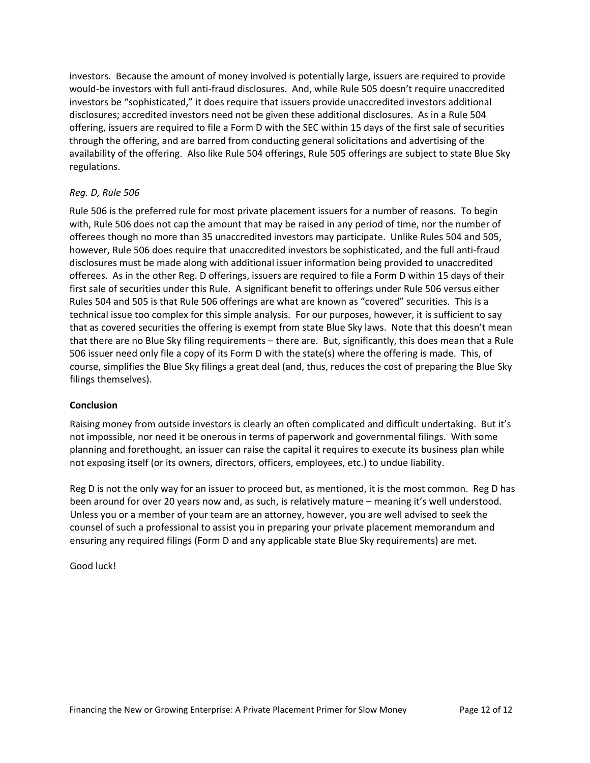investors. Because the amount of money involved is potentially large, issuers are required to provide would-be investors with full anti-fraud disclosures. And, while Rule 505 doesn't require unaccredited investors be "sophisticated," it does require that issuers provide unaccredited investors additional disclosures; accredited investors need not be given these additional disclosures. As in a Rule 504 offering, issuers are required to file a Form D with the SEC within 15 days of the first sale of securities through the offering, and are barred from conducting general solicitations and advertising of the availability of the offering. Also like Rule 504 offerings, Rule 505 offerings are subject to state Blue Sky regulations.

*Reg. D, Rule 506*

Rule 506 is the preferred rule for most private placement issuers for a number of reasons. To begin with, Rule 506 does not cap the amount that may be raised in any period of time, nor the number of offerees though no more than 35 unaccredited investors may participate. Unlike Rules 504 and 505, however, Rule 506 does require that unaccredited investors be sophisticated, and the full anti-fraud disclosures must be made along with additional issuer information being provided to unaccredited offerees. As in the other Reg. D offerings, issuers are required to file a Form D within 15 days of their first sale of securities under this Rule. A significant benefit to offerings under Rule 506 versus either Rules 504 and 505 is that Rule 506 offerings are what are known as "covered" securities. This is a technical issue too complex for this simple analysis. For our purposes, however, it is sufficient to say that as covered securities the offering is exempt from state Blue Sky laws. Note that this doesn't mean that there are no Blue Sky filing requirements – there are. But, significantly, this does mean that a Rule 506 issuer need only file a copy of its Form D with the state(s) where the offering is made. This, of course, simplifies the Blue Sky filings a great deal (and, thus, reduces the cost of preparing the Blue Sky filings themselves).

**Conclusion**

Raising money from outside investors is clearly an often complicated and difficult undertaking. But it's not impossible, nor need it be onerous in terms of paperwork and governmental filings. With some planning and forethought, an issuer can raise the capital it requires to execute its business plan while not exposing itself (or its owners, directors, officers, employees, etc.) to undue liability.

Reg D is not the only way for an issuer to proceed but, as mentioned, it is the most common. Reg D has been around for over 20 years now and, as such, is relatively mature – meaning it's well understood. Unless you or a member of your team are an attorney, however, you are well advised to seek the counsel of such a professional to assist you in preparing your private placement memorandum and ensuring any required filings (Form D and any applicable state Blue Sky requirements) are met.

Good luck!